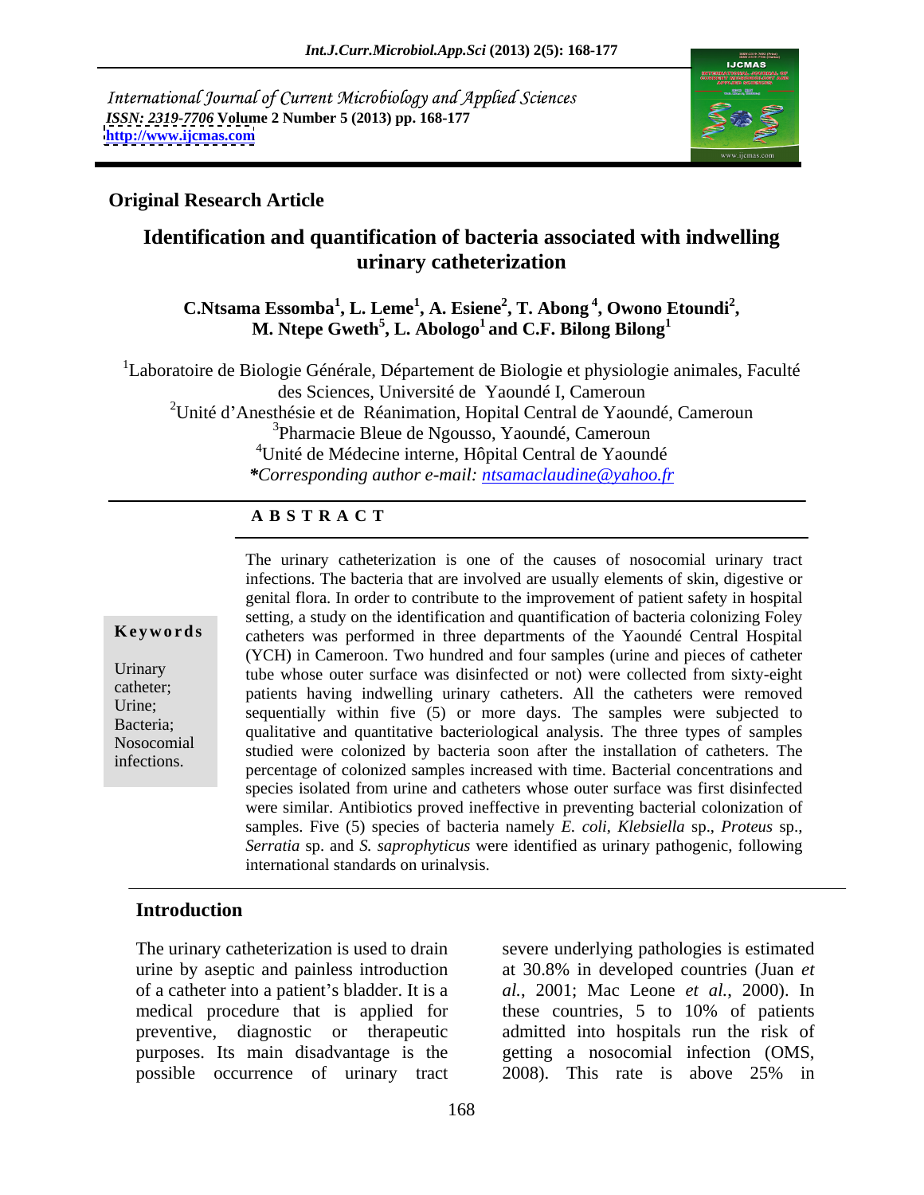International Journal of Current Microbiology and Applied Sciences
*ISSN: 2319-7706* **Volume 2 Number 5 (2013) pp. 168-177**
**http://www.ijcmas.com**

**Original Research Article**

# Identification and quantification of bacteria associated with indwelling urinary catheterization

**C.Ntsama Essomba[1], L. Leme[1], A. Esiene[2], T. Abong [4], Owono Etoundi[2], M. Ntepe Gweth[5], L. Abologo[1] and C.F. Bilong Bilong[1]**

[1]Laboratoire de Biologie Générale, Département de Biologie et physiologie animales, Faculté des Sciences, Université de Yaoundé I, Cameroun
[2]Unité d'Anesthésie et de Réanimation, Hopital Central de Yaoundé, Cameroun
[3]Pharmacie Bleue de Ngousso, Yaoundé, Cameroun
[4]Unité de Médecine interne, Hôpital Central de Yaoundé
**\*Corresponding author e-mail:** *ntsamaclaudine@yahoo.fr*

## A B S T R A C T

**Keywords**

Urinary catheter; Urine; Bacteria; Nosocomial infections.

The urinary catheterization is one of the causes of nosocomial urinary tract infections. The bacteria that are involved are usually elements of skin, digestive or genital flora. In order to contribute to the improvement of patient safety in hospital setting, a study on the identification and quantification of bacteria colonizing Foley catheters was performed in three departments of the Yaoundé Central Hospital (YCH) in Cameroon. Two hundred and four samples (urine and pieces of catheter tube whose outer surface was disinfected or not) were collected from sixty-eight patients having indwelling urinary catheters. All the catheters were removed sequentially within five (5) or more days. The samples were subjected to qualitative and quantitative bacteriological analysis. The three types of samples studied were colonized by bacteria soon after the installation of catheters. The percentage of colonized samples increased with time. Bacterial concentrations and species isolated from urine and catheters whose outer surface was first disinfected were similar. Antibiotics proved ineffective in preventing bacterial colonization of samples. Five (5) species of bacteria namely *E. coli, Klebsiella* sp., *Proteus* sp., *Serratia* sp. and *S. saprophyticus* were identified as urinary pathogenic, following international standards on urinalysis.

## Introduction

The urinary catheterization is used to drain urine by aseptic and painless introduction of a catheter into a patient's bladder. It is a medical procedure that is applied for preventive, diagnostic or therapeutic purposes. Its main disadvantage is the possible occurrence of urinary tract severe underlying pathologies is estimated at 30.8% in developed countries (Juan *et al.*, 2001; Mac Leone *et al.*, 2000). In these countries, 5 to 10% of patients admitted into hospitals run the risk of getting a nosocomial infection (OMS, 2008). This rate is above 25% in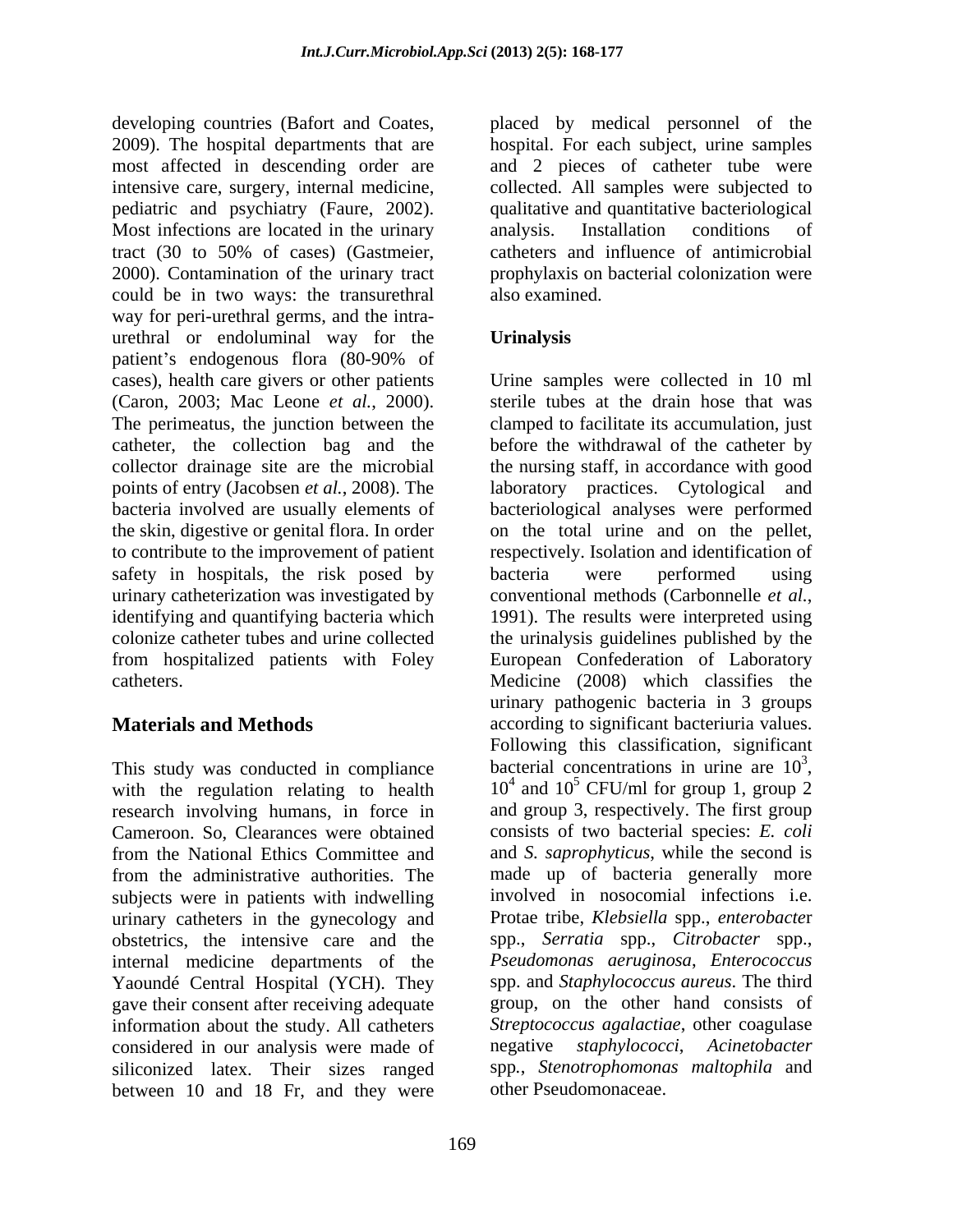developing countries (Bafort and Coates, 2009). The hospital departments that are most affected in descending order are intensive care, surgery, internal medicine, pediatric and psychiatry (Faure, 2002). Most infections are located in the urinary tract (30 to 50% of cases) (Gastmeier, 2000). Contamination of the urinary tract could be in two ways: the transurethral way for peri-urethral germs, and the intra-urethral or endoluminal way for the patient's endogenous flora (80-90% of cases), health care givers or other patients (Caron, 2003; Mac Leone *et al.*, 2000). The perimeatus, the junction between the catheter, the collection bag and the collector drainage site are the microbial points of entry (Jacobsen *et al.*, 2008). The bacteria involved are usually elements of the skin, digestive or genital flora. In order to contribute to the improvement of patient safety in hospitals, the risk posed by urinary catheterization was investigated by identifying and quantifying bacteria which colonize catheter tubes and urine collected from hospitalized patients with Foley catheters.

## Materials and Methods

This study was conducted in compliance with the regulation relating to health research involving humans, in force in Cameroon. So, Clearances were obtained from the National Ethics Committee and from the administrative authorities. The subjects were in patients with indwelling urinary catheters in the gynecology and obstetrics, the intensive care and the internal medicine departments of the Yaoundé Central Hospital (YCH). They gave their consent after receiving adequate information about the study. All catheters considered in our analysis were made of siliconized latex. Their sizes ranged between 10 and 18 Fr, and they were placed by medical personnel of the hospital. For each subject, urine samples and 2 pieces of catheter tube were collected. All samples were subjected to qualitative and quantitative bacteriological analysis. Installation conditions of catheters and influence of antimicrobial prophylaxis on bacterial colonization were also examined.

### Urinalysis

Urine samples were collected in 10 ml sterile tubes at the drain hose that was clamped to facilitate its accumulation, just before the withdrawal of the catheter by the nursing staff, in accordance with good laboratory practices. Cytological and bacteriological analyses were performed on the total urine and on the pellet, respectively. Isolation and identification of bacteria were performed using conventional methods (Carbonnelle *et al.*, 1991). The results were interpreted using the urinalysis guidelines published by the European Confederation of Laboratory Medicine (2008) which classifies the urinary pathogenic bacteria in 3 groups according to significant bacteriuria values. Following this classification, significant bacterial concentrations in urine are $10^3$, $10^4$ and $10^5$ CFU/ml for group 1, group 2 and group 3, respectively. The first group consists of two bacterial species: *E. coli* and *S. saprophyticus*, while the second is made up of bacteria generally more involved in nosocomial infections i.e. Protae tribe, *Klebsiella* spp., *enterobacter* spp., *Serratia* spp., *Citrobacter* spp., *Pseudomonas aeruginosa*, *Enterococcus* spp. and *Staphylococcus aureus*. The third group, on the other hand consists of *Streptococcus agalactiae*, other coagulase negative *staphylococci*, *Acinetobacter* spp., *Stenotrophomonas maltophila* and other Pseudomonaceae.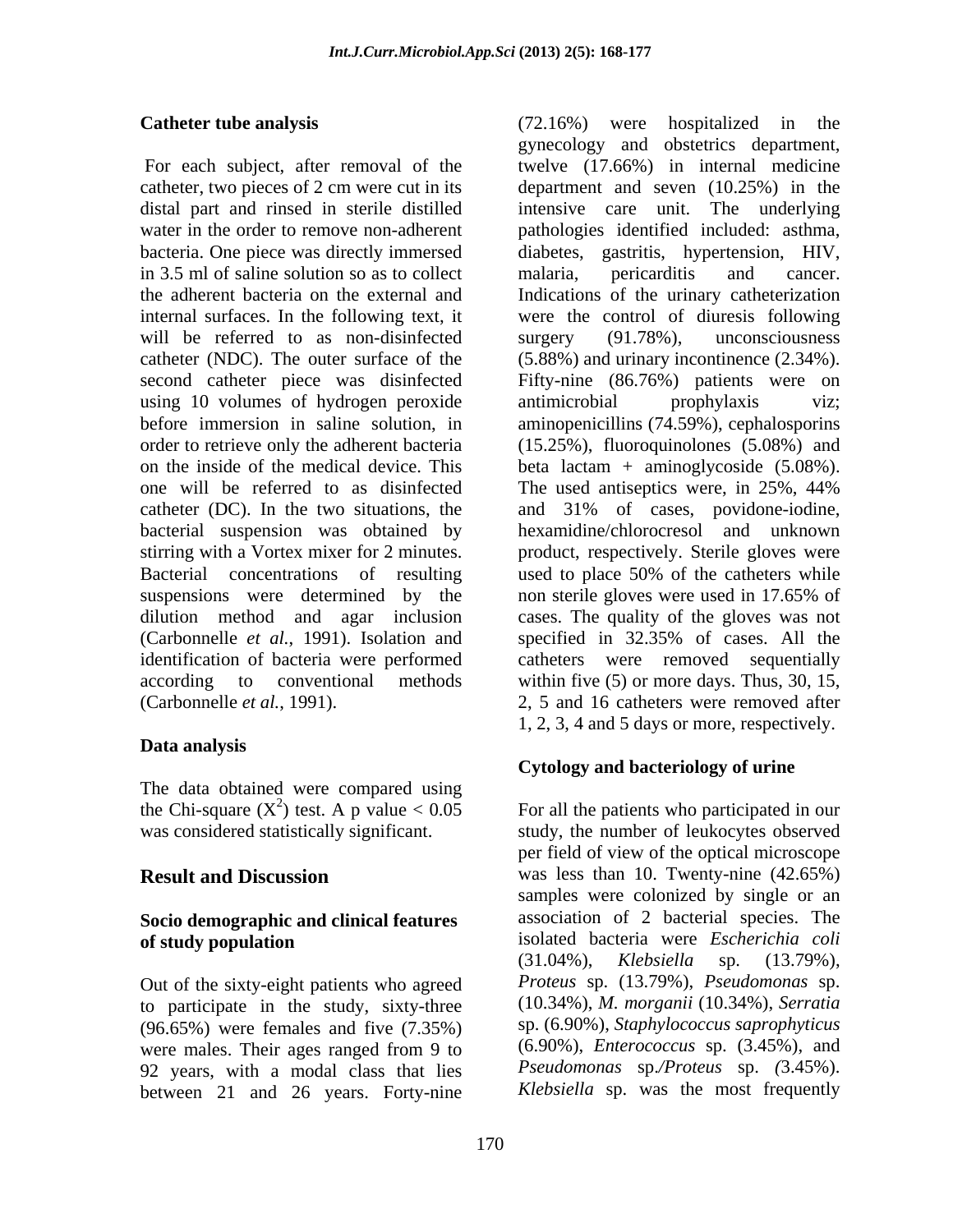### Catheter tube analysis

For each subject, after removal of the catheter, two pieces of 2 cm were cut in its distal part and rinsed in sterile distilled water in the order to remove non-adherent bacteria. One piece was directly immersed in 3.5 ml of saline solution so as to collect the adherent bacteria on the external and internal surfaces. In the following text, it will be referred to as non-disinfected catheter (NDC). The outer surface of the second catheter piece was disinfected using 10 volumes of hydrogen peroxide before immersion in saline solution, in order to retrieve only the adherent bacteria on the inside of the medical device. This one will be referred to as disinfected catheter (DC). In the two situations, the bacterial suspension was obtained by stirring with a Vortex mixer for 2 minutes. Bacterial concentrations of resulting suspensions were determined by the dilution method and agar inclusion (Carbonnelle *et al.*, 1991). Isolation and identification of bacteria were performed according to conventional methods (Carbonnelle *et al.*, 1991).

### Data analysis

The data obtained were compared using the Chi-square ($X^2$) test. A p value < 0.05 was considered statistically significant.

## Result and Discussion

### Socio demographic and clinical features of study population

Out of the sixty-eight patients who agreed to participate in the study, sixty-three (96.65%) were females and five (7.35%) were males. Their ages ranged from 9 to 92 years, with a modal class that lies between 21 and 26 years. Forty-nine (72.16%) were hospitalized in the gynecology and obstetrics department, twelve (17.66%) in internal medicine department and seven (10.25%) in the intensive care unit. The underlying pathologies identified included: asthma, diabetes, gastritis, hypertension, HIV, malaria, pericarditis and cancer. Indications of the urinary catheterization were the control of diuresis following surgery (91.78%), unconsciousness (5.88%) and urinary incontinence (2.34%). Fifty-nine (86.76%) patients were on antimicrobial prophylaxis viz; aminopenicillins (74.59%), cephalosporins (15.25%), fluoroquinolones (5.08%) and beta lactam + aminoglycoside (5.08%). The used antiseptics were, in 25%, 44% and 31% of cases, povidone-iodine, hexamidine/chlorocresol and unknown product, respectively. Sterile gloves were used to place 50% of the catheters while non sterile gloves were used in 17.65% of cases. The quality of the gloves was not specified in 32.35% of cases. All the catheters were removed sequentially within five (5) or more days. Thus, 30, 15, 2, 5 and 16 catheters were removed after 1, 2, 3, 4 and 5 days or more, respectively.

### Cytology and bacteriology of urine

For all the patients who participated in our study, the number of leukocytes observed per field of view of the optical microscope was less than 10. Twenty-nine (42.65%) samples were colonized by single or an association of 2 bacterial species. The isolated bacteria were *Escherichia coli* (31.04%), *Klebsiella* sp. (13.79%), *Proteus* sp. (13.79%), *Pseudomonas* sp. (10.34%), *M. morganii* (10.34%), *Serratia* sp. (6.90%), *Staphylococcus saprophyticus* (6.90%), *Enterococcus* sp. (3.45%), and *Pseudomonas* sp./*Proteus* sp. (3.45%). *Klebsiella* sp. was the most frequently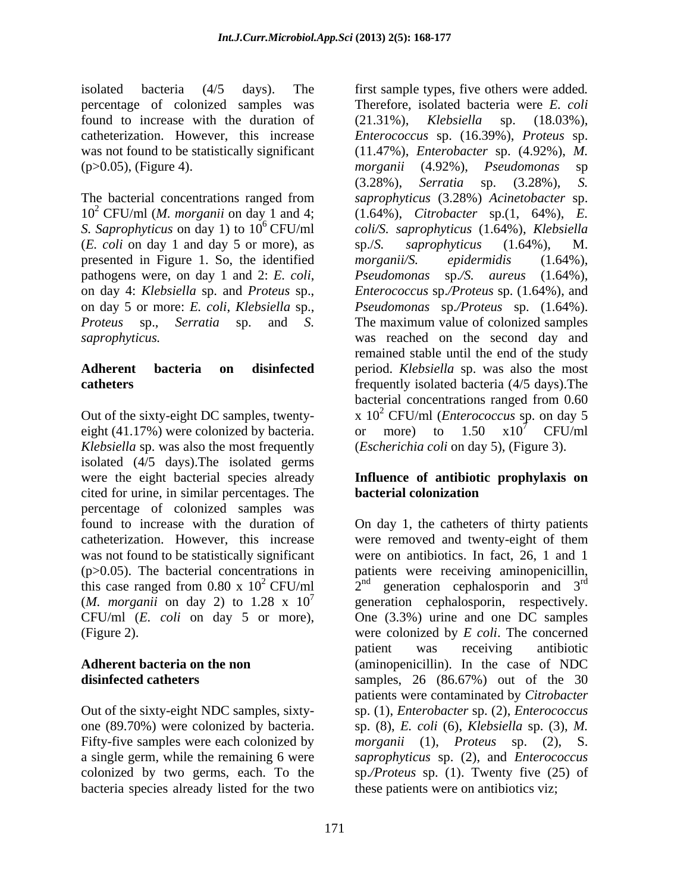isolated bacteria (4/5 days). The percentage of colonized samples was found to increase with the duration of catheterization. However, this increase was not found to be statistically significant ($p>0.05$), (Figure 4).

The bacterial concentrations ranged from $10^2$ CFU/ml (*M. morganii* on day 1 and 4; *S. Saprophyticus* on day 1) to $10^6$ CFU/ml (*E. coli* on day 1 and day 5 or more), as presented in Figure 1. So, the identified pathogens were, on day 1 and 2: *E. coli*, on day 4: *Klebsiella* sp. and *Proteus* sp., on day 5 or more: *E. coli*, *Klebsiella* sp., *Proteus* sp., *Serratia* sp. and *S. saprophyticus.*

**Adherent bacteria on disinfected catheters**

Out of the sixty-eight DC samples, twenty-eight (41.17%) were colonized by bacteria. *Klebsiella* sp. was also the most frequently isolated (4/5 days).The isolated germs were the eight bacterial species already cited for urine, in similar percentages. The percentage of colonized samples was found to increase with the duration of catheterization. However, this increase was not found to be statistically significant ($p>0.05$). The bacterial concentrations in this case ranged from 0.80 x $10^2$ CFU/ml (*M. morganii* on day 2) to 1.28 x $10^7$ CFU/ml (*E. coli* on day 5 or more), (Figure 2).

**Adherent bacteria on the non disinfected catheters**

Out of the sixty-eight NDC samples, sixty-one (89.70%) were colonized by bacteria. Fifty-five samples were each colonized by a single germ, while the remaining 6 were colonized by two germs, each. To the bacteria species already listed for the two first sample types, five others were added. Therefore, isolated bacteria were *E. coli* (21.31%), *Klebsiella* sp. (18.03%), *Enterococcus* sp. (16.39%), *Proteus* sp. (11.47%), *Enterobacter* sp. (4.92%), *M. morganii* (4.92%), *Pseudomonas* sp (3.28%), *Serratia* sp. (3.28%), *S. saprophyticus* (3.28%) *Acinetobacter* sp. (1.64%), *Citrobacter* sp.(1, 64%), *E. coli/S. saprophyticus* (1.64%), *Klebsiella* sp./*S. saprophyticus* (1.64%), M. *morganii/S. epidermidis* (1.64%), *Pseudomonas* sp./*S. aureus* (1.64%), *Enterococcus* sp./*Proteus* sp. (1.64%), and *Pseudomonas* sp./*Proteus* sp. (1.64%). The maximum value of colonized samples was reached on the second day and remained stable until the end of the study period. *Klebsiella* sp. was also the most frequently isolated bacteria (4/5 days).The bacterial concentrations ranged from 0.60 x $10^2$ CFU/ml (*Enterococcus* sp. on day 5 or more) to 1.50 x$10^7$ CFU/ml (*Escherichia coli* on day 5), (Figure 3).

**Influence of antibiotic prophylaxis on bacterial colonization**

On day 1, the catheters of thirty patients were removed and twenty-eight of them were on antibiotics. In fact, 26, 1 and 1 patients were receiving aminopenicillin, 2nd generation cephalosporin and 3rd generation cephalosporin, respectively. One (3.3%) urine and one DC samples were colonized by *E coli*. The concerned patient was receiving antibiotic (aminopenicillin). In the case of NDC samples, 26 (86.67%) out of the 30 patients were contaminated by *Citrobacter* sp. (1), *Enterobacter* sp. (2), *Enterococcus* sp. (8), *E. coli* (6), *Klebsiella* sp. (3), *M. morganii* (1), *Proteus* sp. (2), S. *saprophyticus* sp. (2), and *Enterococcus* sp./*Proteus* sp. (1). Twenty five (25) of these patients were on antibiotics viz;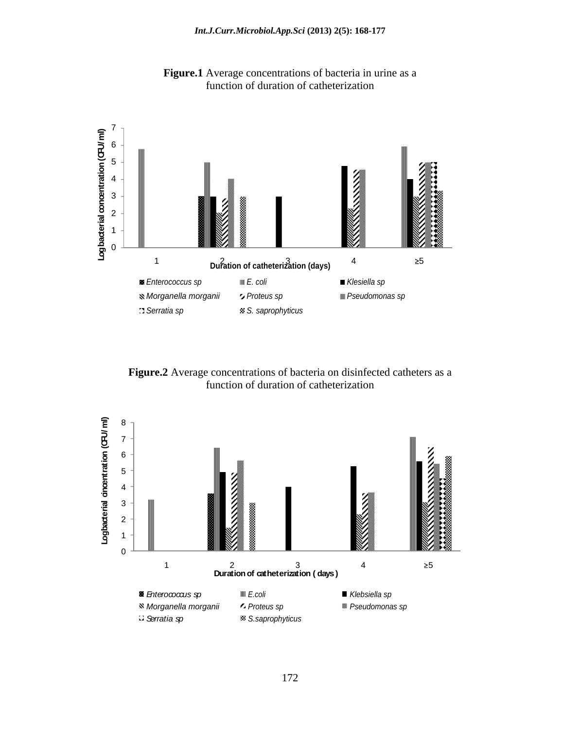**Figure.1** Average concentrations of bacteria in urine as a function of duration of catheterization

**Figure.2** Average concentrations of bacteria on disinfected catheters as a function of duration of catheterization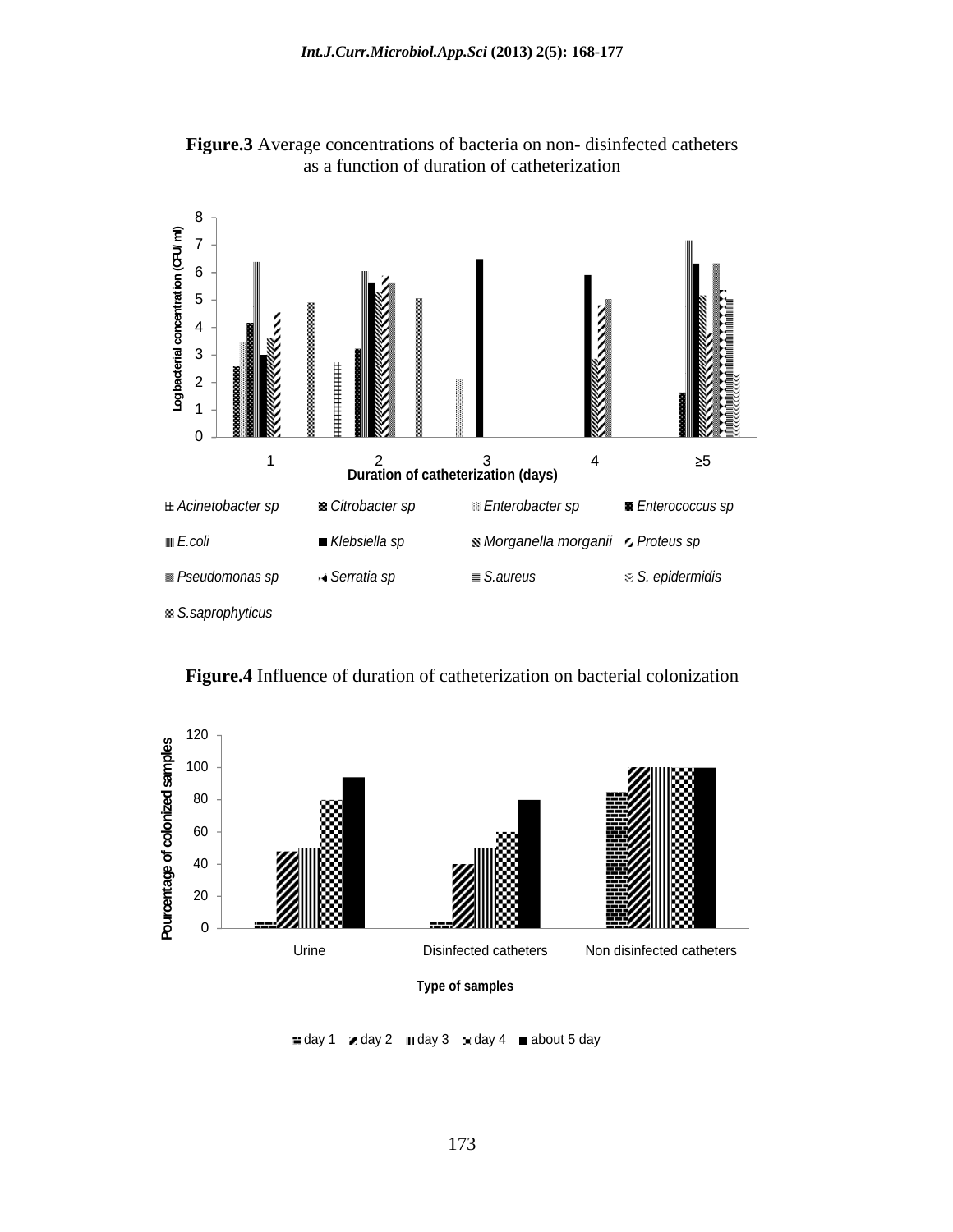**Figure.3** Average concentrations of bacteria on non- disinfected catheters as a function of duration of catheterization

**Figure.4** Influence of duration of catheterization on bacterial colonization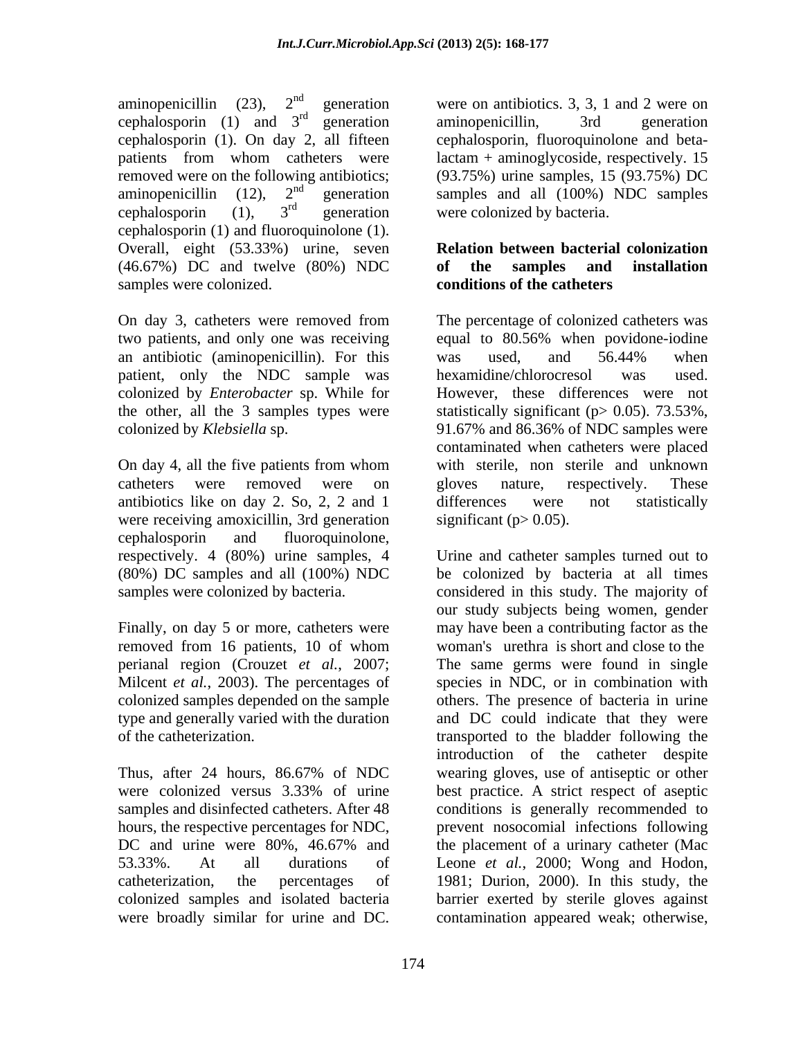aminopenicillin (23), 2nd generation cephalosporin (1) and 3rd generation cephalosporin (1). On day 2, all fifteen patients from whom catheters were removed were on the following antibiotics; aminopenicillin (12), 2nd generation cephalosporin (1), 3rd generation cephalosporin (1) and fluoroquinolone (1). Overall, eight (53.33%) urine, seven (46.67%) DC and twelve (80%) NDC samples were colonized.

On day 3, catheters were removed from two patients, and only one was receiving an antibiotic (aminopenicillin). For this patient, only the NDC sample was colonized by *Enterobacter* sp. While for the other, all the 3 samples types were colonized by *Klebsiella* sp.

On day 4, all the five patients from whom catheters were removed were on antibiotics like on day 2. So, 2, 2 and 1 were receiving amoxicillin, 3rd generation cephalosporin and fluoroquinolone, respectively. 4 (80%) urine samples, 4 (80%) DC samples and all (100%) NDC samples were colonized by bacteria.

Finally, on day 5 or more, catheters were removed from 16 patients, 10 of whom were on antibiotics. 3, 3, 1 and 2 were on aminopenicillin, 3rd generation cephalosporin, fluoroquinolone and beta-lactam + aminoglycoside, respectively. 15 (93.75%) urine samples, 15 (93.75%) DC samples and all (100%) NDC samples were colonized by bacteria.

### Relation between bacterial colonization of the samples and installation conditions of the catheters

The percentage of colonized catheters was equal to 80.56% when povidone-iodine was used, and 56.44% when hexamidine/chlorocresol was used. However, these differences were not statistically significant ($p > 0.05$). 73.53%, 91.67% and 86.36% of NDC samples were contaminated when catheters were placed with sterile, non sterile and unknown gloves nature, respectively. These differences were not statistically significant ($p > 0.05$).

Urine and catheter samples turned out to be colonized by bacteria at all times considered in this study. The majority of our study subjects being women, gender may have been a contributing factor as the woman's urethra is short and close to the perianal region (Crouzet *et al.*, 2007; Milcent *et al.*, 2003). The percentages of colonized samples depended on the sample type and generally varied with the duration of the catheterization.

Thus, after 24 hours, 86.67% of NDC were colonized versus 3.33% of urine samples and disinfected catheters. After 48 hours, the respective percentages for NDC, DC and urine were 80%, 46.67% and 53.33%. At all durations of catheterization, the percentages of colonized samples and isolated bacteria were broadly similar for urine and DC. The same germs were found in single species in NDC, or in combination with others. The presence of bacteria in urine and DC could indicate that they were transported to the bladder following the introduction of the catheter despite wearing gloves, use of antiseptic or other best practice. A strict respect of aseptic conditions is generally recommended to prevent nosocomial infections following the placement of a urinary catheter (Mac Leone *et al.*, 2000; Wong and Hodon, 1981; Durion, 2000). In this study, the barrier exerted by sterile gloves against contamination appeared weak; otherwise,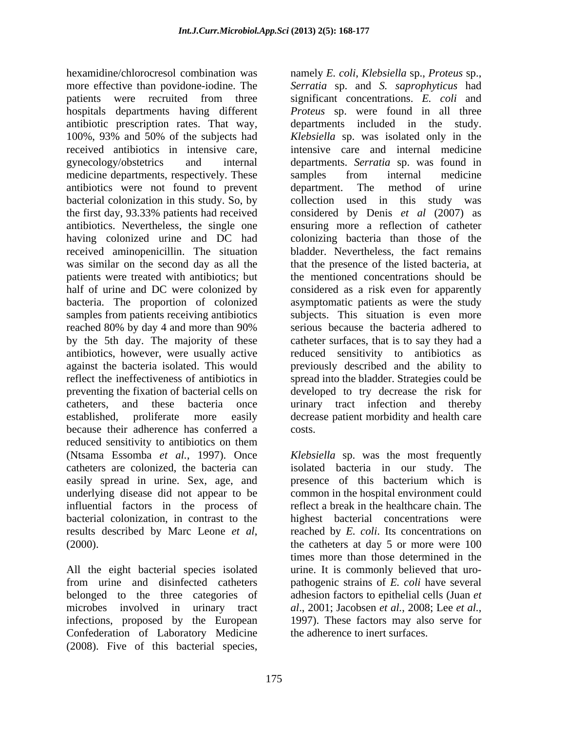hexamidine/chlorocresol combination was more effective than povidone-iodine. The patients were recruited from three hospitals departments having different antibiotic prescription rates. That way, 100%, 93% and 50% of the subjects had received antibiotics in intensive care, gynecology/obstetrics and internal medicine departments, respectively. These antibiotics were not found to prevent bacterial colonization in this study. So, by the first day, 93.33% patients had received antibiotics. Nevertheless, the single one having colonized urine and DC had received aminopenicillin. The situation was similar on the second day as all the patients were treated with antibiotics; but half of urine and DC were colonized by bacteria. The proportion of colonized samples from patients receiving antibiotics reached 80% by day 4 and more than 90% by the 5th day. The majority of these antibiotics, however, were usually active against the bacteria isolated. This would reflect the ineffectiveness of antibiotics in preventing the fixation of bacterial cells on catheters, and these bacteria once established, proliferate more easily because their adherence has conferred a reduced sensitivity to antibiotics on them (Ntsama Essomba *et al.*, 1997). Once catheters are colonized, the bacteria can easily spread in urine. Sex, age, and underlying disease did not appear to be influential factors in the process of bacterial colonization, in contrast to the results described by Marc Leone *et al*, (2000).

All the eight bacterial species isolated from urine and disinfected catheters belonged to the three categories of microbes involved in urinary tract infections, proposed by the European Confederation of Laboratory Medicine (2008). Five of this bacterial species, namely *E. coli*, *Klebsiella* sp., *Proteus* sp., *Serratia* sp. and *S. saprophyticus* had significant concentrations. *E. coli* and *Proteus* sp. were found in all three departments included in the study. *Klebsiella* sp. was isolated only in the intensive care and internal medicine departments. *Serratia* sp. was found in samples from internal medicine department. The method of urine collection used in this study was considered by Denis *et al* (2007) as ensuring more a reflection of catheter colonizing bacteria than those of the bladder. Nevertheless, the fact remains that the presence of the listed bacteria, at the mentioned concentrations should be considered as a risk even for apparently asymptomatic patients as were the study subjects. This situation is even more serious because the bacteria adhered to catheter surfaces, that is to say they had a reduced sensitivity to antibiotics as previously described and the ability to spread into the bladder. Strategies could be developed to try decrease the risk for urinary tract infection and thereby decrease patient morbidity and health care costs.

*Klebsiella* sp. was the most frequently isolated bacteria in our study. The presence of this bacterium which is common in the hospital environment could reflect a break in the healthcare chain. The highest bacterial concentrations were reached by *E. coli*. Its concentrations on the catheters at day 5 or more were 100 times more than those determined in the urine. It is commonly believed that uro-pathogenic strains of *E. coli* have several adhesion factors to epithelial cells (Juan *et al*., 2001; Jacobsen *et al.*, 2008; Lee *et al.*, 1997). These factors may also serve for the adherence to inert surfaces.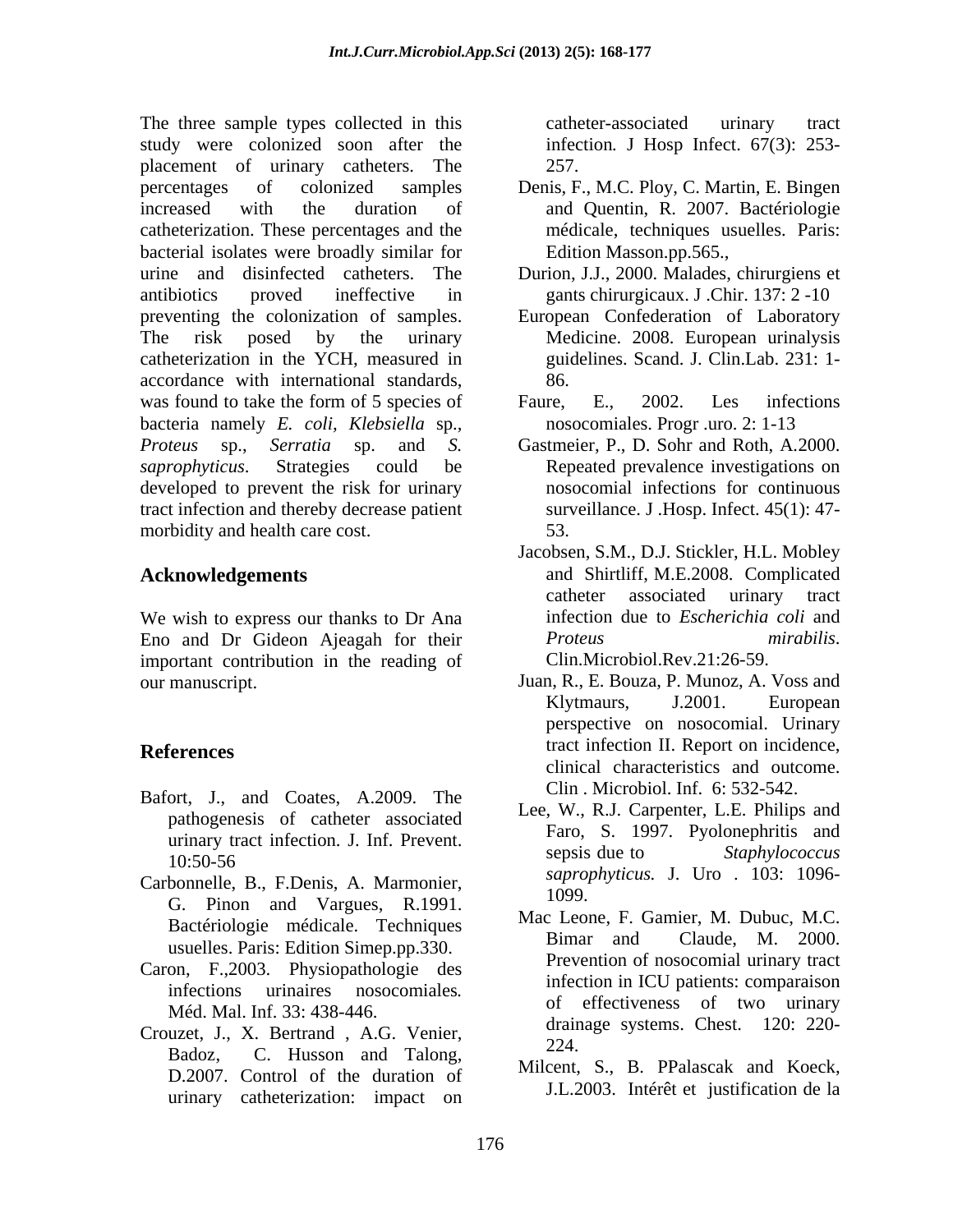The three sample types collected in this study were colonized soon after the placement of urinary catheters. The percentages of colonized samples increased with the duration of catheterization. These percentages and the bacterial isolates were broadly similar for urine and disinfected catheters. The antibiotics proved ineffective in preventing the colonization of samples. The risk posed by the urinary catheterization in the YCH, measured in accordance with international standards, was found to take the form of 5 species of bacteria namely *E. coli*, *Klebsiella* sp., *Proteus* sp., *Serratia* sp. and *S. saprophyticus*. Strategies could be developed to prevent the risk for urinary tract infection and thereby decrease patient morbidity and health care cost.

## Acknowledgements

We wish to express our thanks to Dr Ana Eno and Dr Gideon Ajeagah for their important contribution in the reading of our manuscript.

## References

Bafort, J., and Coates, A.2009. The pathogenesis of catheter associated urinary tract infection. J. Inf. Prevent. 10:50-56

Carbonnelle, B., F.Denis, A. Marmonier, G. Pinon and Vargues, R.1991. Bactériologie médicale. Techniques usuelles. Paris: Edition Simep.pp.330.

Caron, F.,2003. Physiopathologie des infections urinaires nosocomiales. Méd. Mal. Inf. 33: 438-446.

Crouzet, J., X. Bertrand , A.G. Venier, Badoz, C. Husson and Talong, D.2007. Control of the duration of urinary catheterization: impact on catheter-associated urinary tract infection. J Hosp Infect. 67(3): 253-257.

Denis, F., M.C. Ploy, C. Martin, E. Bingen and Quentin, R. 2007. Bactériologie médicale, techniques usuelles. Paris: Edition Masson.pp.565.,

Durion, J.J., 2000. Malades, chirurgiens et gants chirurgicaux. J .Chir. 137: 2 -10

European Confederation of Laboratory Medicine. 2008. European urinalysis guidelines. Scand. J. Clin.Lab. 231: 1-86.

Faure, E., 2002. Les infections nosocomiales. Progr .uro. 2: 1-13

Gastmeier, P., D. Sohr and Roth, A.2000. Repeated prevalence investigations on nosocomial infections for continuous surveillance. J .Hosp. Infect. 45(1): 47-53.

Jacobsen, S.M., D.J. Stickler, H.L. Mobley and Shirtliff, M.E.2008. Complicated catheter associated urinary tract infection due to *Escherichia coli* and *Proteus mirabilis*. Clin.Microbiol.Rev.21:26-59.

Juan, R., E. Bouza, P. Munoz, A. Voss and Klytmaurs, J.2001. European perspective on nosocomial. Urinary tract infection II. Report on incidence, clinical characteristics and outcome. Clin . Microbiol. Inf. 6: 532-542.

Lee, W., R.J. Carpenter, L.E. Philips and Faro, S. 1997. Pyolonephritis and sepsis due to *Staphylococcus saprophyticus.* J. Uro . 103: 1096-1099.

Mac Leone, F. Gamier, M. Dubuc, M.C. Bimar and Claude, M. 2000. Prevention of nosocomial urinary tract infection in ICU patients: comparaison of effectiveness of two urinary drainage systems. Chest. 120: 220-224.

Milcent, S., B. PPalascak and Koeck, J.L.2003. Intérêt et justification de la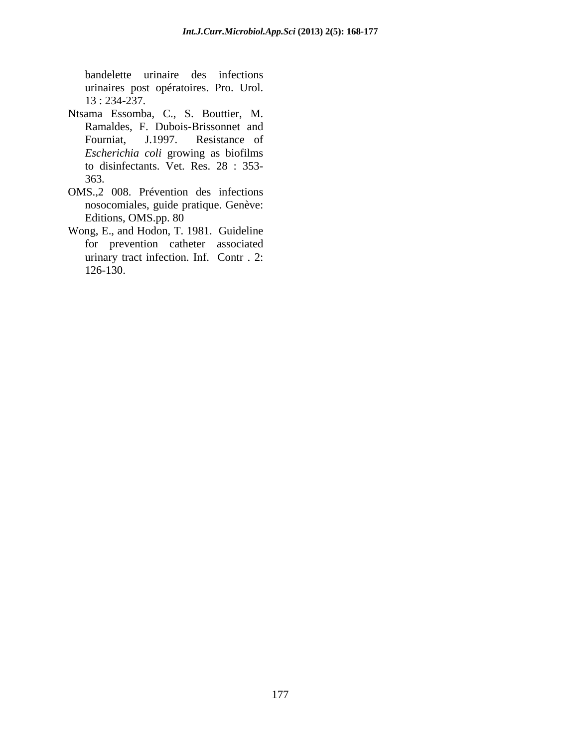bandelette urinaire des infections urinaires post opératoires. Pro. Urol. 13 : 234-237.

Ntsama Essomba, C., S. Bouttier, M. Ramaldes, F. Dubois-Brissonnet and Fourniat, J.1997. Resistance of *Escherichia coli* growing as biofilms to disinfectants. Vet. Res. 28 : 353-363.

OMS.,2 008. Prévention des infections nosocomiales, guide pratique. Genève: Editions, OMS.pp. 80

Wong, E., and Hodon, T. 1981. Guideline for prevention catheter associated urinary tract infection. Inf. Contr . 2: 126-130.